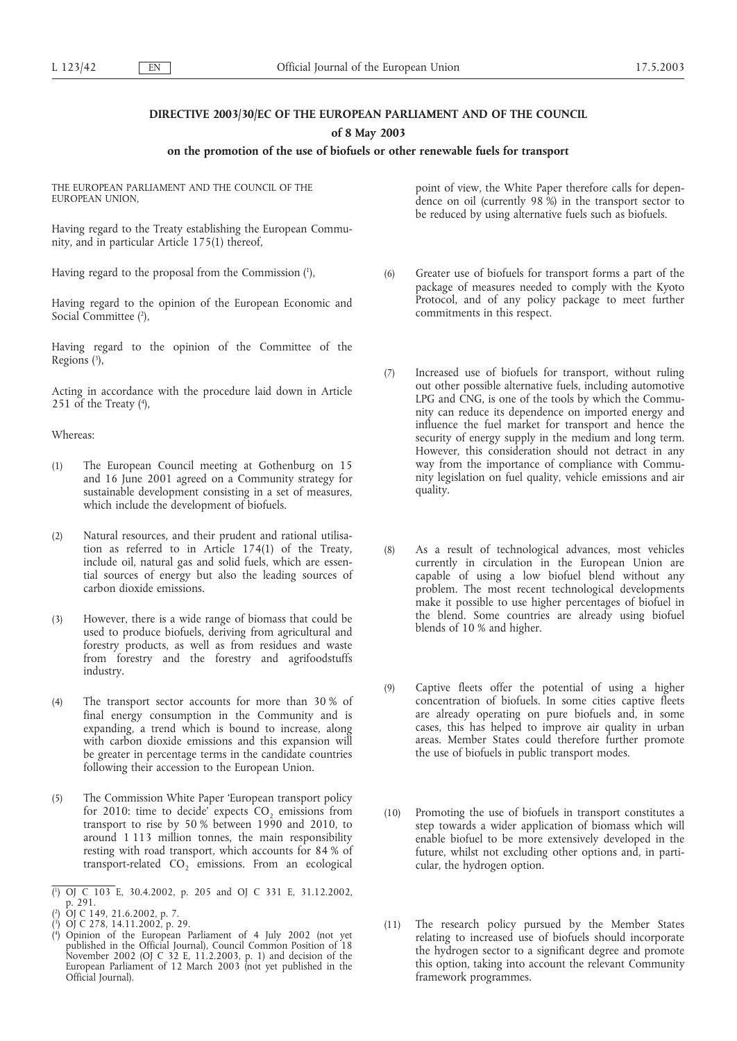# DIRECTIVE 2003/30/EC OF THE EUROPEAN PARLIAMENT AND OF THE COUNCIL

**of 8 May 2003**

**on the promotion of the use of biofuels or other renewable fuels for transport**

THE EUROPEAN PARLIAMENT AND THE COUNCIL OF THE EUROPEAN UNION,

Having regard to the Treaty establishing the European Community, and in particular Article 175(1) thereof,

Having regard to the proposal from the Commission [1],

Having regard to the opinion of the European Economic and Social Committee [2],

Having regard to the opinion of the Committee of the Regions [3],

Acting in accordance with the procedure laid down in Article 251 of the Treaty [4],

Whereas:

(1) The European Council meeting at Gothenburg on 15 and 16 June 2001 agreed on a Community strategy for sustainable development consisting in a set of measures, which include the development of biofuels.

(2) Natural resources, and their prudent and rational utilisation as referred to in Article 174(1) of the Treaty, include oil, natural gas and solid fuels, which are essential sources of energy but also the leading sources of carbon dioxide emissions.

(3) However, there is a wide range of biomass that could be used to produce biofuels, deriving from agricultural and forestry products, as well as from residues and waste from forestry and the forestry and agrifoodstuffs industry.

(4) The transport sector accounts for more than 30 % of final energy consumption in the Community and is expanding, a trend which is bound to increase, along with carbon dioxide emissions and this expansion will be greater in percentage terms in the candidate countries following their accession to the European Union.

(5) The Commission White Paper 'European transport policy for 2010: time to decide' expects $CO_2$ emissions from transport to rise by 50 % between 1990 and 2010, to around 1 113 million tonnes, the main responsibility resting with road transport, which accounts for 84 % of transport-related $CO_2$ emissions. From an ecological point of view, the White Paper therefore calls for dependence on oil (currently 98 %) in the transport sector to be reduced by using alternative fuels such as biofuels.

(6) Greater use of biofuels for transport forms a part of the package of measures needed to comply with the Kyoto Protocol, and of any policy package to meet further commitments in this respect.

(7) Increased use of biofuels for transport, without ruling out other possible alternative fuels, including automotive LPG and CNG, is one of the tools by which the Community can reduce its dependence on imported energy and influence the fuel market for transport and hence the security of energy supply in the medium and long term. However, this consideration should not detract in any way from the importance of compliance with Community legislation on fuel quality, vehicle emissions and air quality.

(8) As a result of technological advances, most vehicles currently in circulation in the European Union are capable of using a low biofuel blend without any problem. The most recent technological developments make it possible to use higher percentages of biofuel in the blend. Some countries are already using biofuel blends of 10 % and higher.

(9) Captive fleets offer the potential of using a higher concentration of biofuels. In some cities captive fleets are already operating on pure biofuels and, in some cases, this has helped to improve air quality in urban areas. Member States could therefore further promote the use of biofuels in public transport modes.

(10) Promoting the use of biofuels in transport constitutes a step towards a wider application of biomass which will enable biofuel to be more extensively developed in the future, whilst not excluding other options and, in particular, the hydrogen option.

(11) The research policy pursued by the Member States relating to increased use of biofuels should incorporate the hydrogen sector to a significant degree and promote this option, taking into account the relevant Community framework programmes.

[1] OJ C 103 E, 30.4.2002, p. 205 and OJ C 331 E, 31.12.2002, p. 291.

[2] OJ C 149, 21.6.2002, p. 7.

[3] OJ C 278, 14.11.2002, p. 29.

[4] Opinion of the European Parliament of 4 July 2002 (not yet published in the Official Journal), Council Common Position of 18 November 2002 (OJ C 32 E, 11.2.2003, p. 1) and decision of the European Parliament of 12 March 2003 (not yet published in the Official Journal).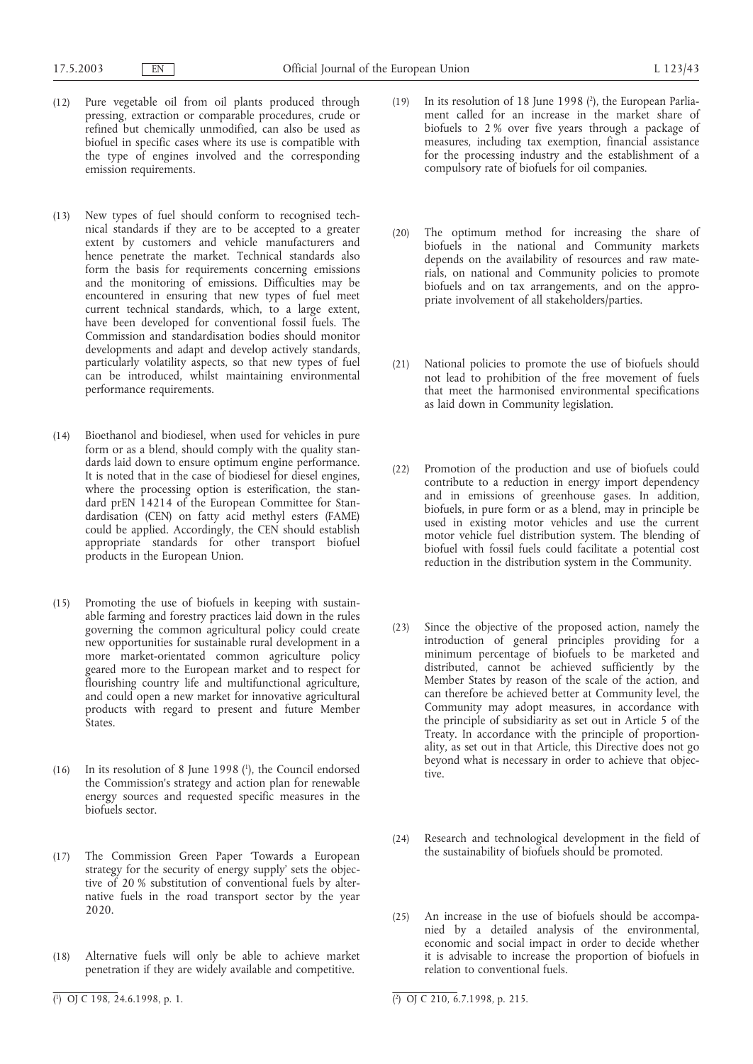(12) Pure vegetable oil from oil plants produced through pressing, extraction or comparable procedures, crude or refined but chemically unmodified, can also be used as biofuel in specific cases where its use is compatible with the type of engines involved and the corresponding emission requirements.

(13) New types of fuel should conform to recognised technical standards if they are to be accepted to a greater extent by customers and vehicle manufacturers and hence penetrate the market. Technical standards also form the basis for requirements concerning emissions and the monitoring of emissions. Difficulties may be encountered in ensuring that new types of fuel meet current technical standards, which, to a large extent, have been developed for conventional fossil fuels. The Commission and standardisation bodies should monitor developments and adapt and develop actively standards, particularly volatility aspects, so that new types of fuel can be introduced, whilst maintaining environmental performance requirements.

(14) Bioethanol and biodiesel, when used for vehicles in pure form or as a blend, should comply with the quality standards laid down to ensure optimum engine performance. It is noted that in the case of biodiesel for diesel engines, where the processing option is esterification, the standard prEN 14214 of the European Committee for Standardisation (CEN) on fatty acid methyl esters (FAME) could be applied. Accordingly, the CEN should establish appropriate standards for other transport biofuel products in the European Union.

(15) Promoting the use of biofuels in keeping with sustainable farming and forestry practices laid down in the rules governing the common agricultural policy could create new opportunities for sustainable rural development in a more market-orientated common agriculture policy geared more to the European market and to respect for flourishing country life and multifunctional agriculture, and could open a new market for innovative agricultural products with regard to present and future Member States.

(16) In its resolution of 8 June 1998 [1], the Council endorsed the Commission's strategy and action plan for renewable energy sources and requested specific measures in the biofuels sector.

(17) The Commission Green Paper 'Towards a European strategy for the security of energy supply' sets the objective of 20 % substitution of conventional fuels by alternative fuels in the road transport sector by the year 2020.

(18) Alternative fuels will only be able to achieve market penetration if they are widely available and competitive.

(19) In its resolution of 18 June 1998 [2], the European Parliament called for an increase in the market share of biofuels to 2 % over five years through a package of measures, including tax exemption, financial assistance for the processing industry and the establishment of a compulsory rate of biofuels for oil companies.

(20) The optimum method for increasing the share of biofuels in the national and Community markets depends on the availability of resources and raw materials, on national and Community policies to promote biofuels and on tax arrangements, and on the appropriate involvement of all stakeholders/parties.

(21) National policies to promote the use of biofuels should not lead to prohibition of the free movement of fuels that meet the harmonised environmental specifications as laid down in Community legislation.

(22) Promotion of the production and use of biofuels could contribute to a reduction in energy import dependency and in emissions of greenhouse gases. In addition, biofuels, in pure form or as a blend, may in principle be used in existing motor vehicles and use the current motor vehicle fuel distribution system. The blending of biofuel with fossil fuels could facilitate a potential cost reduction in the distribution system in the Community.

(23) Since the objective of the proposed action, namely the introduction of general principles providing for a minimum percentage of biofuels to be marketed and distributed, cannot be achieved sufficiently by the Member States by reason of the scale of the action, and can therefore be achieved better at Community level, the Community may adopt measures, in accordance with the principle of subsidiarity as set out in Article 5 of the Treaty. In accordance with the principle of proportionality, as set out in that Article, this Directive does not go beyond what is necessary in order to achieve that objective.

(24) Research and technological development in the field of the sustainability of biofuels should be promoted.

(25) An increase in the use of biofuels should be accompanied by a detailed analysis of the environmental, economic and social impact in order to decide whether it is advisable to increase the proportion of biofuels in relation to conventional fuels.

---

[1] OJ C 198, 24.6.1998, p. 1.

[2] OJ C 210, 6.7.1998, p. 215.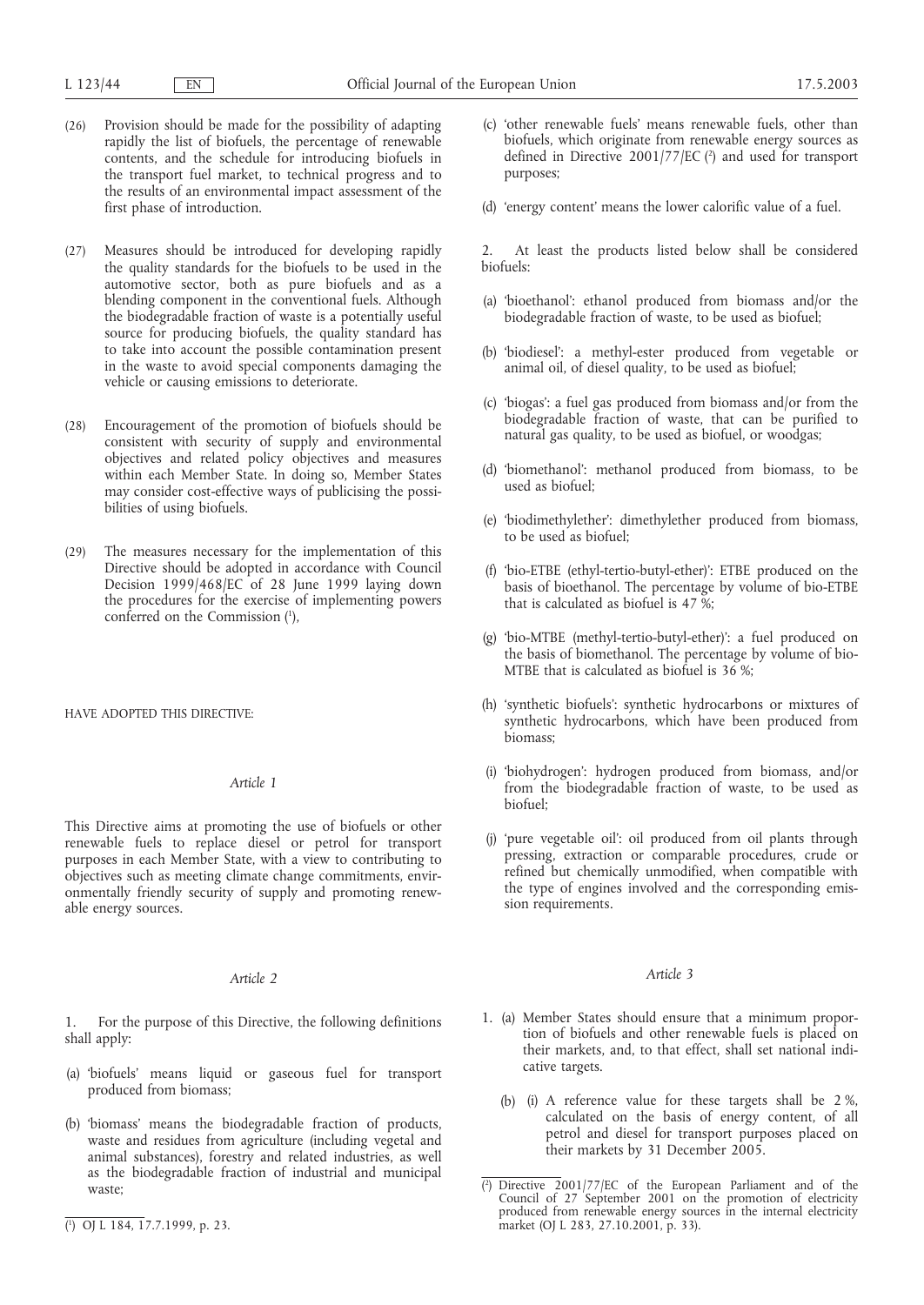(26) Provision should be made for the possibility of adapting rapidly the list of biofuels, the percentage of renewable contents, and the schedule for introducing biofuels in the transport fuel market, to technical progress and to the results of an environmental impact assessment of the first phase of introduction.

(27) Measures should be introduced for developing rapidly the quality standards for the biofuels to be used in the automotive sector, both as pure biofuels and as a blending component in the conventional fuels. Although the biodegradable fraction of waste is a potentially useful source for producing biofuels, the quality standard has to take into account the possible contamination present in the waste to avoid special components damaging the vehicle or causing emissions to deteriorate.

(28) Encouragement of the promotion of biofuels should be consistent with security of supply and environmental objectives and related policy objectives and measures within each Member State. In doing so, Member States may consider cost-effective ways of publicising the possibilities of using biofuels.

(29) The measures necessary for the implementation of this Directive should be adopted in accordance with Council Decision 1999/468/EC of 28 June 1999 laying down the procedures for the exercise of implementing powers conferred on the Commission [1],

HAVE ADOPTED THIS DIRECTIVE:

*Article 1*

This Directive aims at promoting the use of biofuels or other renewable fuels to replace diesel or petrol for transport purposes in each Member State, with a view to contributing to objectives such as meeting climate change commitments, environmentally friendly security of supply and promoting renewable energy sources.

*Article 2*

1. For the purpose of this Directive, the following definitions shall apply:

(a) 'biofuels' means liquid or gaseous fuel for transport produced from biomass;

(b) 'biomass' means the biodegradable fraction of products, waste and residues from agriculture (including vegetal and animal substances), forestry and related industries, as well as the biodegradable fraction of industrial and municipal waste;

(c) 'other renewable fuels' means renewable fuels, other than biofuels, which originate from renewable energy sources as defined in Directive 2001/77/EC [2] and used for transport purposes;

(d) 'energy content' means the lower calorific value of a fuel.

2. At least the products listed below shall be considered biofuels:

(a) 'bioethanol': ethanol produced from biomass and/or the biodegradable fraction of waste, to be used as biofuel;

(b) 'biodiesel': a methyl-ester produced from vegetable or animal oil, of diesel quality, to be used as biofuel;

(c) 'biogas': a fuel gas produced from biomass and/or from the biodegradable fraction of waste, that can be purified to natural gas quality, to be used as biofuel, or woodgas;

(d) 'biomethanol': methanol produced from biomass, to be used as biofuel;

(e) 'biodimethylether': dimethylether produced from biomass, to be used as biofuel;

(f) 'bio-ETBE (ethyl-tertio-butyl-ether)': ETBE produced on the basis of bioethanol. The percentage by volume of bio-ETBE that is calculated as biofuel is 47 %;

(g) 'bio-MTBE (methyl-tertio-butyl-ether)': a fuel produced on the basis of biomethanol. The percentage by volume of bio-MTBE that is calculated as biofuel is 36 %;

(h) 'synthetic biofuels': synthetic hydrocarbons or mixtures of synthetic hydrocarbons, which have been produced from biomass;

(i) 'biohydrogen': hydrogen produced from biomass, and/or from the biodegradable fraction of waste, to be used as biofuel;

(j) 'pure vegetable oil': oil produced from oil plants through pressing, extraction or comparable procedures, crude or refined but chemically unmodified, when compatible with the type of engines involved and the corresponding emission requirements.

*Article 3*

1. (a) Member States should ensure that a minimum proportion of biofuels and other renewable fuels is placed on their markets, and, to that effect, shall set national indicative targets.

(b) (i) A reference value for these targets shall be 2 %, calculated on the basis of energy content, of all petrol and diesel for transport purposes placed on their markets by 31 December 2005.

---

[1] OJ L 184, 17.7.1999, p. 23.

[2] Directive 2001/77/EC of the European Parliament and of the Council of 27 September 2001 on the promotion of electricity produced from renewable energy sources in the internal electricity market (OJ L 283, 27.10.2001, p. 33).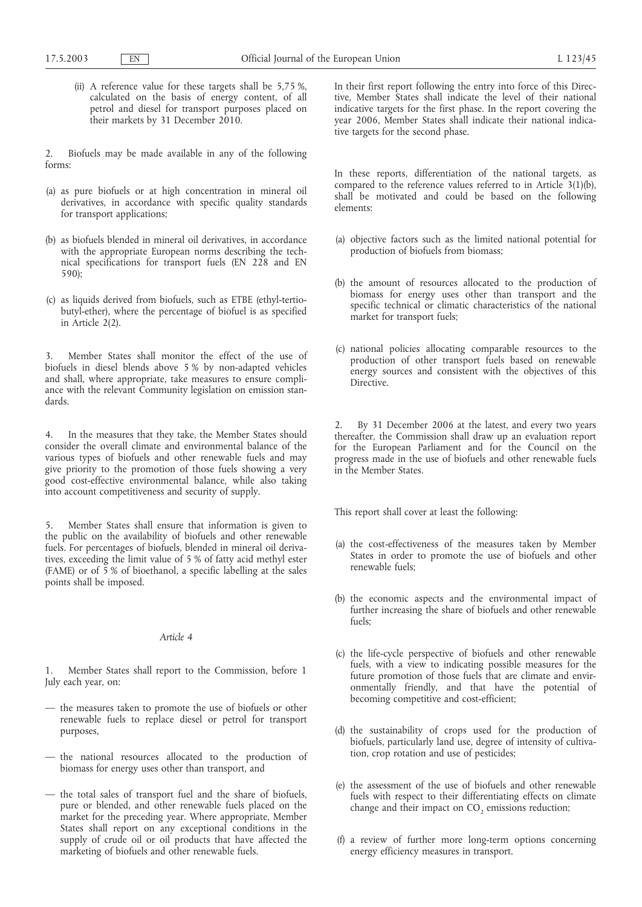(ii) A reference value for these targets shall be 5,75 %, calculated on the basis of energy content, of all petrol and diesel for transport purposes placed on their markets by 31 December 2010.

2. Biofuels may be made available in any of the following forms:

(a) as pure biofuels or at high concentration in mineral oil derivatives, in accordance with specific quality standards for transport applications;

(b) as biofuels blended in mineral oil derivatives, in accordance with the appropriate European norms describing the technical specifications for transport fuels (EN 228 and EN 590);

(c) as liquids derived from biofuels, such as ETBE (ethyl-tertio-butyl-ether), where the percentage of biofuel is as specified in Article 2(2).

3. Member States shall monitor the effect of the use of biofuels in diesel blends above 5 % by non-adapted vehicles and shall, where appropriate, take measures to ensure compliance with the relevant Community legislation on emission standards.

4. In the measures that they take, the Member States should consider the overall climate and environmental balance of the various types of biofuels and other renewable fuels and may give priority to the promotion of those fuels showing a very good cost-effective environmental balance, while also taking into account competitiveness and security of supply.

5. Member States shall ensure that information is given to the public on the availability of biofuels and other renewable fuels. For percentages of biofuels, blended in mineral oil derivatives, exceeding the limit value of 5 % of fatty acid methyl ester (FAME) or of 5 % of bioethanol, a specific labelling at the sales points shall be imposed.

### *Article 4*

1. Member States shall report to the Commission, before 1 July each year, on:

— the measures taken to promote the use of biofuels or other renewable fuels to replace diesel or petrol for transport purposes,

— the national resources allocated to the production of biomass for energy uses other than transport, and

— the total sales of transport fuel and the share of biofuels, pure or blended, and other renewable fuels placed on the market for the preceding year. Where appropriate, Member States shall report on any exceptional conditions in the supply of crude oil or oil products that have affected the marketing of biofuels and other renewable fuels.

In their first report following the entry into force of this Directive, Member States shall indicate the level of their national indicative targets for the first phase. In the report covering the year 2006, Member States shall indicate their national indicative targets for the second phase.

In these reports, differentiation of the national targets, as compared to the reference values referred to in Article 3(1)(b), shall be motivated and could be based on the following elements:

(a) objective factors such as the limited national potential for production of biofuels from biomass;

(b) the amount of resources allocated to the production of biomass for energy uses other than transport and the specific technical or climatic characteristics of the national market for transport fuels;

(c) national policies allocating comparable resources to the production of other transport fuels based on renewable energy sources and consistent with the objectives of this Directive.

2. By 31 December 2006 at the latest, and every two years thereafter, the Commission shall draw up an evaluation report for the European Parliament and for the Council on the progress made in the use of biofuels and other renewable fuels in the Member States.

This report shall cover at least the following:

(a) the cost-effectiveness of the measures taken by Member States in order to promote the use of biofuels and other renewable fuels;

(b) the economic aspects and the environmental impact of further increasing the share of biofuels and other renewable fuels;

(c) the life-cycle perspective of biofuels and other renewable fuels, with a view to indicating possible measures for the future promotion of those fuels that are climate and environmentally friendly, and that have the potential of becoming competitive and cost-efficient;

(d) the sustainability of crops used for the production of biofuels, particularly land use, degree of intensity of cultivation, crop rotation and use of pesticides;

(e) the assessment of the use of biofuels and other renewable fuels with respect to their differentiating effects on climate change and their impact on $CO_2$ emissions reduction;

(f) a review of further more long-term options concerning energy efficiency measures in transport.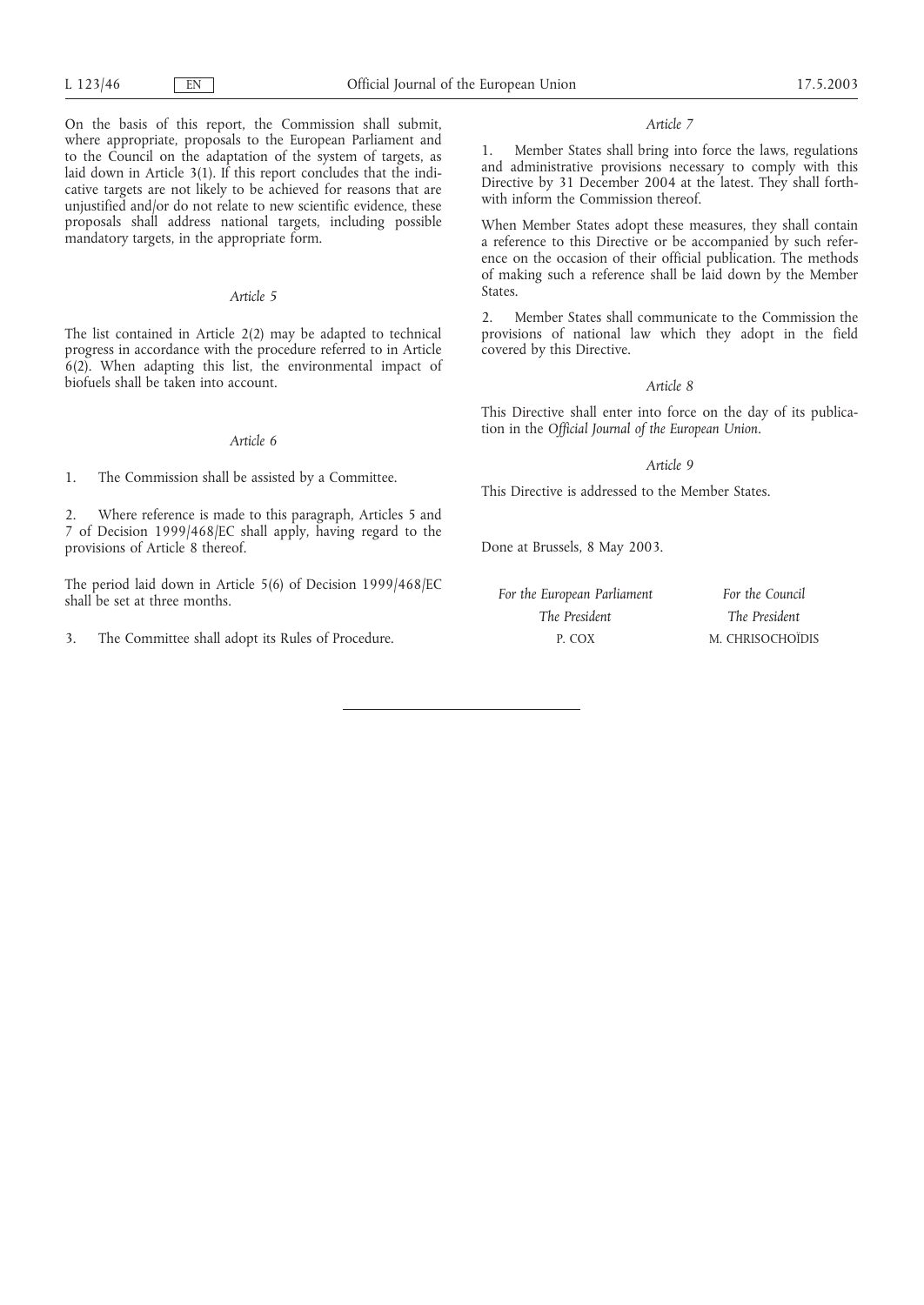On the basis of this report, the Commission shall submit, where appropriate, proposals to the European Parliament and to the Council on the adaptation of the system of targets, as laid down in Article 3(1). If this report concludes that the indicative targets are not likely to be achieved for reasons that are unjustified and/or do not relate to new scientific evidence, these proposals shall address national targets, including possible mandatory targets, in the appropriate form.

*Article 5*

The list contained in Article 2(2) may be adapted to technical progress in accordance with the procedure referred to in Article 6(2). When adapting this list, the environmental impact of biofuels shall be taken into account.

*Article 6*

1. The Commission shall be assisted by a Committee.

2. Where reference is made to this paragraph, Articles 5 and 7 of Decision 1999/468/EC shall apply, having regard to the provisions of Article 8 thereof.

The period laid down in Article 5(6) of Decision 1999/468/EC shall be set at three months.

3. The Committee shall adopt its Rules of Procedure.

*Article 7*

1. Member States shall bring into force the laws, regulations and administrative provisions necessary to comply with this Directive by 31 December 2004 at the latest. They shall forthwith inform the Commission thereof.

When Member States adopt these measures, they shall contain a reference to this Directive or be accompanied by such reference on the occasion of their official publication. The methods of making such a reference shall be laid down by the Member States.

2. Member States shall communicate to the Commission the provisions of national law which they adopt in the field covered by this Directive.

*Article 8*

This Directive shall enter into force on the day of its publication in the *Official Journal of the European Union*.

*Article 9*

This Directive is addressed to the Member States.

Done at Brussels, 8 May 2003.

| *For the European Parliament* | *For the Council* |
|---|---|
| *The President* | *The President* |
| P. COX | M. CHRISOCHOÏDIS |